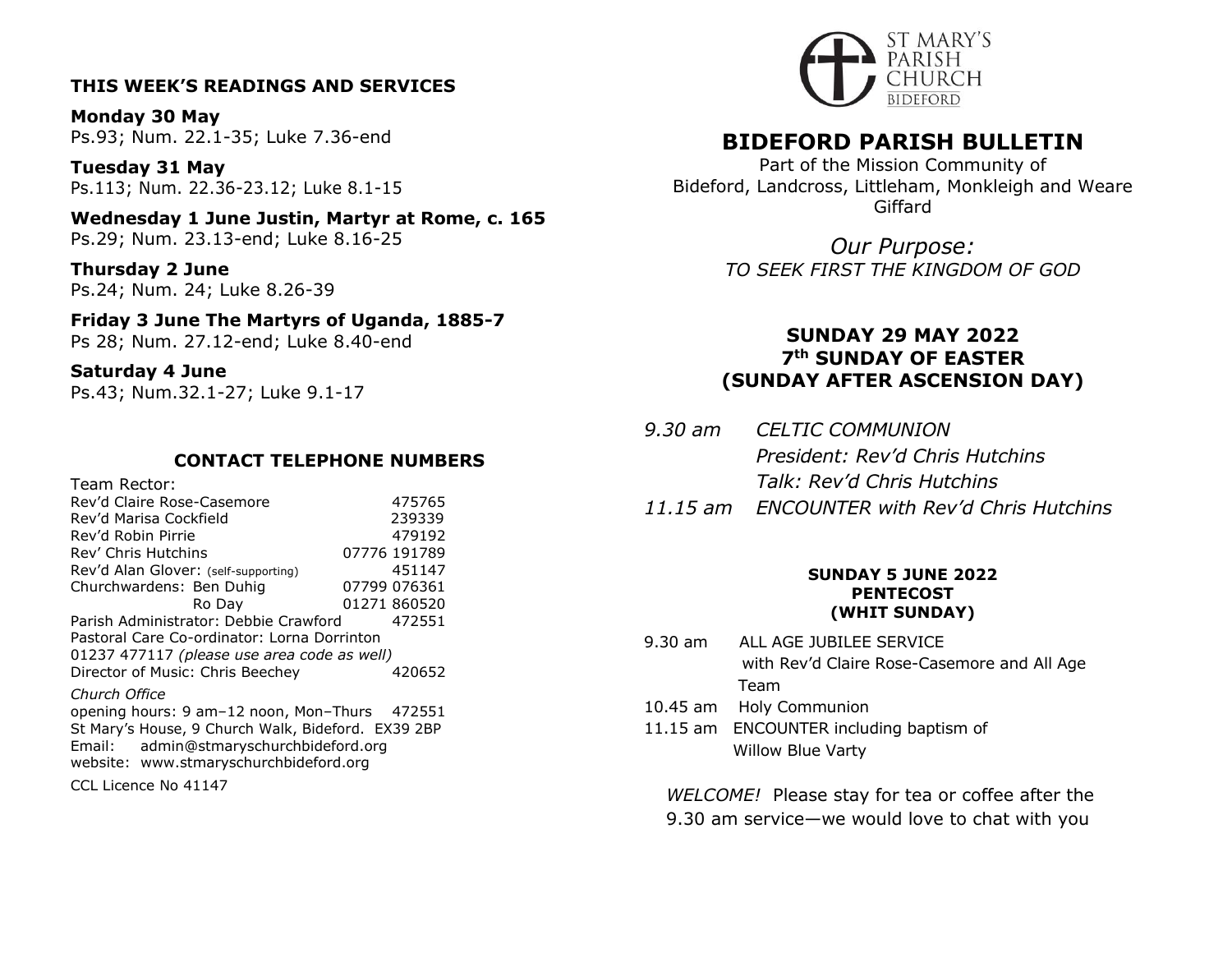### THIS WEEK'S READINGS AND SERVICES

**Monday 30 May**
Ps.93; Num. 22.1-35; Luke 7.36-end

**Tuesday 31 May**
Ps.113; Num. 22.36-23.12; Luke 8.1-15

**Wednesday 1 June Justin, Martyr at Rome, c. 165**
Ps.29; Num. 23.13-end; Luke 8.16-25

**Thursday 2 June**
Ps.24; Num. 24; Luke 8.26-39

**Friday 3 June The Martyrs of Uganda, 1885-7**
Ps 28; Num. 27.12-end; Luke 8.40-end

**Saturday 4 June**
Ps.43; Num.32.1-27; Luke 9.1-17

### CONTACT TELEPHONE NUMBERS

Team Rector:

| | |
|---|---|
| Rev'd Claire Rose-Casemore | 475765 |
| Rev'd Marisa Cockfield | 239339 |
| Rev'd Robin Pirrie | 479192 |
| Rev' Chris Hutchins | 07776 191789 |
| Rev'd Alan Glover: (self-supporting) | 451147 |
| Churchwardens: Ben Duhig | 07799 076361 |
| Ro Day | 01271 860520 |
| Parish Administrator: Debbie Crawford | 472551 |

Pastoral Care Co-ordinator: Lorna Dorrinton
01237 477117 *(please use area code as well)*
Director of Music: Chris Beechey 420652

*Church Office*
opening hours: 9 am–12 noon, Mon–Thurs 472551
St Mary's House, 9 Church Walk, Bideford. EX39 2BP
Email: admin@stmaryschurchbideford.org
website: www.stmaryschurchbideford.org

CCL Licence No 41147

ST MARY'S PARISH CHURCH BIDEFORD

# BIDEFORD PARISH BULLETIN

Part of the Mission Community of
Bideford, Landcross, Littleham, Monkleigh and Weare Giffard

*Our Purpose:*
*TO SEEK FIRST THE KINGDOM OF GOD*

## SUNDAY 29 MAY 2022
## 7th SUNDAY OF EASTER
## (SUNDAY AFTER ASCENSION DAY)

*9.30 am CELTIC COMMUNION*
*President: Rev'd Chris Hutchins*
*Talk: Rev'd Chris Hutchins*
*11.15 am ENCOUNTER with Rev'd Chris Hutchins*

#### SUNDAY 5 JUNE 2022
#### PENTECOST
#### (WHIT SUNDAY)

9.30 am ALL AGE JUBILEE SERVICE
with Rev'd Claire Rose-Casemore and All Age Team
10.45 am Holy Communion
11.15 am ENCOUNTER including baptism of Willow Blue Varty

*WELCOME!* Please stay for tea or coffee after the 9.30 am service—we would love to chat with you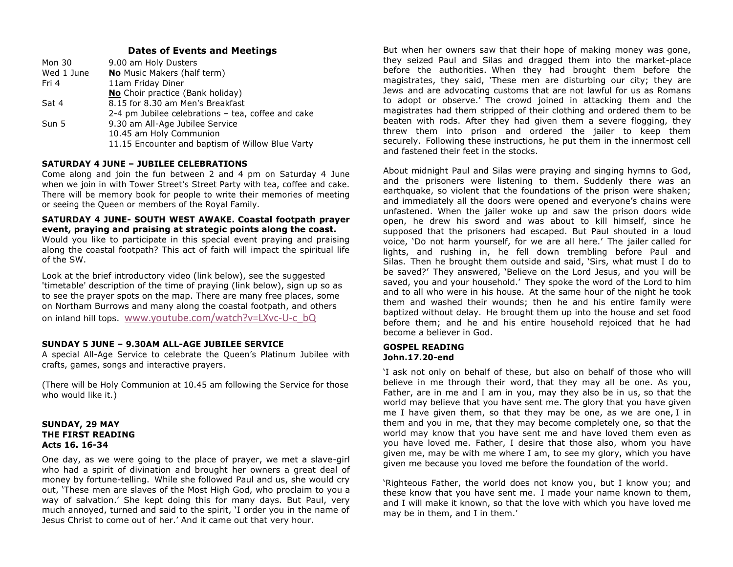## Dates of Events and Meetings

| | |
|---|---|
| Mon 30 | 9.00 am Holy Dusters |
| Wed 1 June | **No** Music Makers (half term) |
| Fri 4 | 11am Friday Diner |
| | **No** Choir practice (Bank holiday) |
| Sat 4 | 8.15 for 8.30 am Men's Breakfast |
| | 2-4 pm Jubilee celebrations – tea, coffee and cake |
| Sun 5 | 9.30 am All-Age Jubilee Service |
| | 10.45 am Holy Communion |
| | 11.15 Encounter and baptism of Willow Blue Varty |

**SATURDAY 4 JUNE – JUBILEE CELEBRATIONS**

Come along and join the fun between 2 and 4 pm on Saturday 4 June when we join in with Tower Street's Street Party with tea, coffee and cake. There will be memory book for people to write their memories of meeting or seeing the Queen or members of the Royal Family.

**SATURDAY 4 JUNE- SOUTH WEST AWAKE. Coastal footpath prayer event, praying and praising at strategic points along the coast.**

Would you like to participate in this special event praying and praising along the coastal footpath? This act of faith will impact the spiritual life of the SW.

Look at the brief introductory video (link below), see the suggested 'timetable' description of the time of praying (link below), sign up so as to see the prayer spots on the map. There are many free places, some on Northam Burrows and many along the coastal footpath, and others on inland hill tops. www.youtube.com/watch?v=LXvc-U-c_bQ

**SUNDAY 5 JUNE – 9.30AM ALL-AGE JUBILEE SERVICE**

A special All-Age Service to celebrate the Queen's Platinum Jubilee with crafts, games, songs and interactive prayers.

(There will be Holy Communion at 10.45 am following the Service for those who would like it.)

**SUNDAY, 29 MAY**
**THE FIRST READING**
**Acts 16. 16-34**

One day, as we were going to the place of prayer, we met a slave-girl who had a spirit of divination and brought her owners a great deal of money by fortune-telling. While she followed Paul and us, she would cry out, 'These men are slaves of the Most High God, who proclaim to you a way of salvation.' She kept doing this for many days. But Paul, very much annoyed, turned and said to the spirit, 'I order you in the name of Jesus Christ to come out of her.' And it came out that very hour.

But when her owners saw that their hope of making money was gone, they seized Paul and Silas and dragged them into the market-place before the authorities. When they had brought them before the magistrates, they said, 'These men are disturbing our city; they are Jews and are advocating customs that are not lawful for us as Romans to adopt or observe.' The crowd joined in attacking them and the magistrates had them stripped of their clothing and ordered them to be beaten with rods. After they had given them a severe flogging, they threw them into prison and ordered the jailer to keep them securely. Following these instructions, he put them in the innermost cell and fastened their feet in the stocks.

About midnight Paul and Silas were praying and singing hymns to God, and the prisoners were listening to them. Suddenly there was an earthquake, so violent that the foundations of the prison were shaken; and immediately all the doors were opened and everyone's chains were unfastened. When the jailer woke up and saw the prison doors wide open, he drew his sword and was about to kill himself, since he supposed that the prisoners had escaped. But Paul shouted in a loud voice, 'Do not harm yourself, for we are all here.' The jailer called for lights, and rushing in, he fell down trembling before Paul and Silas. Then he brought them outside and said, 'Sirs, what must I do to be saved?' They answered, 'Believe on the Lord Jesus, and you will be saved, you and your household.' They spoke the word of the Lord to him and to all who were in his house. At the same hour of the night he took them and washed their wounds; then he and his entire family were baptized without delay. He brought them up into the house and set food before them; and he and his entire household rejoiced that he had become a believer in God.

**GOSPEL READING**
**John.17.20-end**

'I ask not only on behalf of these, but also on behalf of those who will believe in me through their word, that they may all be one. As you, Father, are in me and I am in you, may they also be in us, so that the world may believe that you have sent me. The glory that you have given me I have given them, so that they may be one, as we are one, I in them and you in me, that they may become completely one, so that the world may know that you have sent me and have loved them even as you have loved me. Father, I desire that those also, whom you have given me, may be with me where I am, to see my glory, which you have given me because you loved me before the foundation of the world.

'Righteous Father, the world does not know you, but I know you; and these know that you have sent me. I made your name known to them, and I will make it known, so that the love with which you have loved me may be in them, and I in them.'